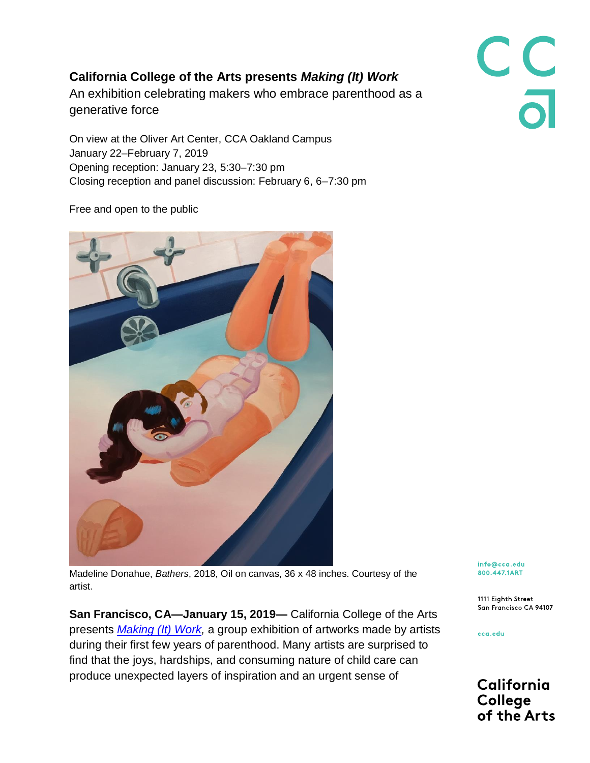**California College of the Arts presents *Making (It) Work***

An exhibition celebrating makers who embrace parenthood as a generative force

On view at the Oliver Art Center, CCA Oakland Campus
January 22–February 7, 2019
Opening reception: January 23, 5:30–7:30 pm
Closing reception and panel discussion: February 6, 6–7:30 pm

Free and open to the public

Madeline Donahue, *Bathers*, 2018, Oil on canvas, 36 x 48 inches. Courtesy of the artist.

**San Francisco, CA—January 15, 2019—** California College of the Arts presents [*Making (It) Work*](), a group exhibition of artworks made by artists during their first few years of parenthood. Many artists are surprised to find that the joys, hardships, and consuming nature of child care can produce unexpected layers of inspiration and an urgent sense of

info@cca.edu
800.447.1ART

1111 Eighth Street
San Francisco CA 94107

cca.edu

California College of the Arts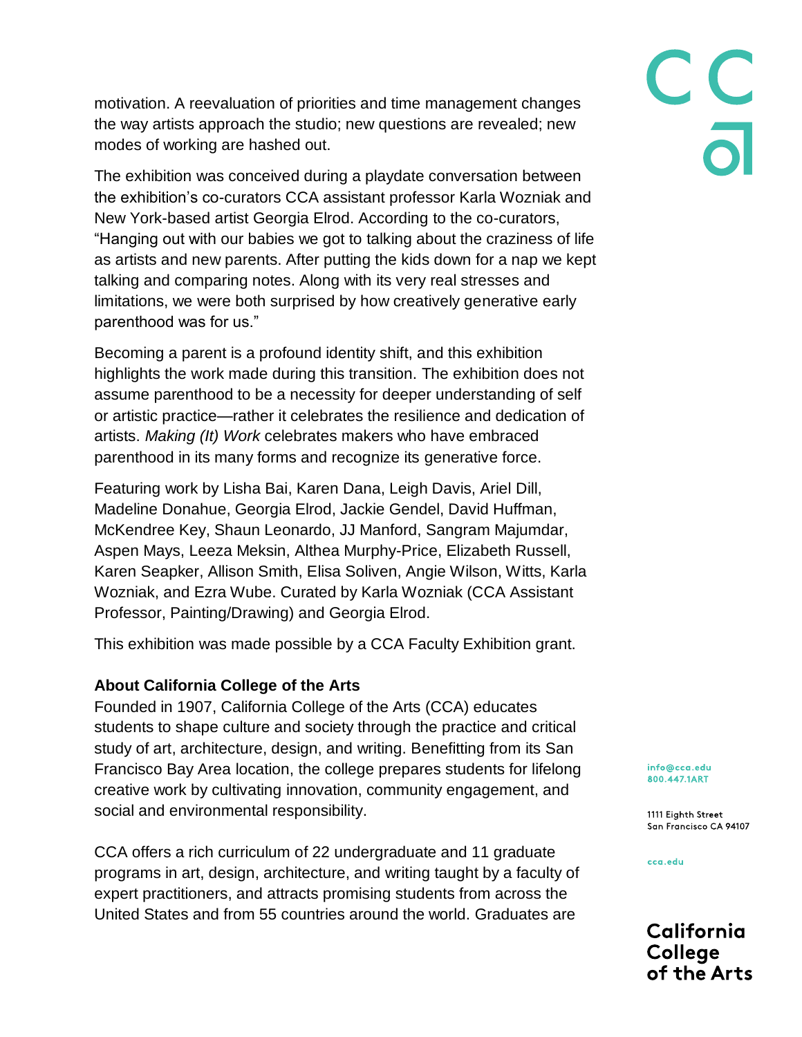motivation. A reevaluation of priorities and time management changes the way artists approach the studio; new questions are revealed; new modes of working are hashed out.

The exhibition was conceived during a playdate conversation between the exhibition's co-curators CCA assistant professor Karla Wozniak and New York-based artist Georgia Elrod. According to the co-curators, "Hanging out with our babies we got to talking about the craziness of life as artists and new parents. After putting the kids down for a nap we kept talking and comparing notes. Along with its very real stresses and limitations, we were both surprised by how creatively generative early parenthood was for us."

Becoming a parent is a profound identity shift, and this exhibition highlights the work made during this transition. The exhibition does not assume parenthood to be a necessity for deeper understanding of self or artistic practice—rather it celebrates the resilience and dedication of artists. *Making (It) Work* celebrates makers who have embraced parenthood in its many forms and recognize its generative force.

Featuring work by Lisha Bai, Karen Dana, Leigh Davis, Ariel Dill, Madeline Donahue, Georgia Elrod, Jackie Gendel, David Huffman, McKendree Key, Shaun Leonardo, JJ Manford, Sangram Majumdar, Aspen Mays, Leeza Meksin, Althea Murphy-Price, Elizabeth Russell, Karen Seapker, Allison Smith, Elisa Soliven, Angie Wilson, Witts, Karla Wozniak, and Ezra Wube. Curated by Karla Wozniak (CCA Assistant Professor, Painting/Drawing) and Georgia Elrod.

This exhibition was made possible by a CCA Faculty Exhibition grant.

**About California College of the Arts**

Founded in 1907, California College of the Arts (CCA) educates students to shape culture and society through the practice and critical study of art, architecture, design, and writing. Benefitting from its San Francisco Bay Area location, the college prepares students for lifelong creative work by cultivating innovation, community engagement, and social and environmental responsibility.

CCA offers a rich curriculum of 22 undergraduate and 11 graduate programs in art, design, architecture, and writing taught by a faculty of expert practitioners, and attracts promising students from across the United States and from 55 countries around the world. Graduates are

info@cca.edu
800.447.1ART

1111 Eighth Street
San Francisco CA 94107

cca.edu

California College of the Arts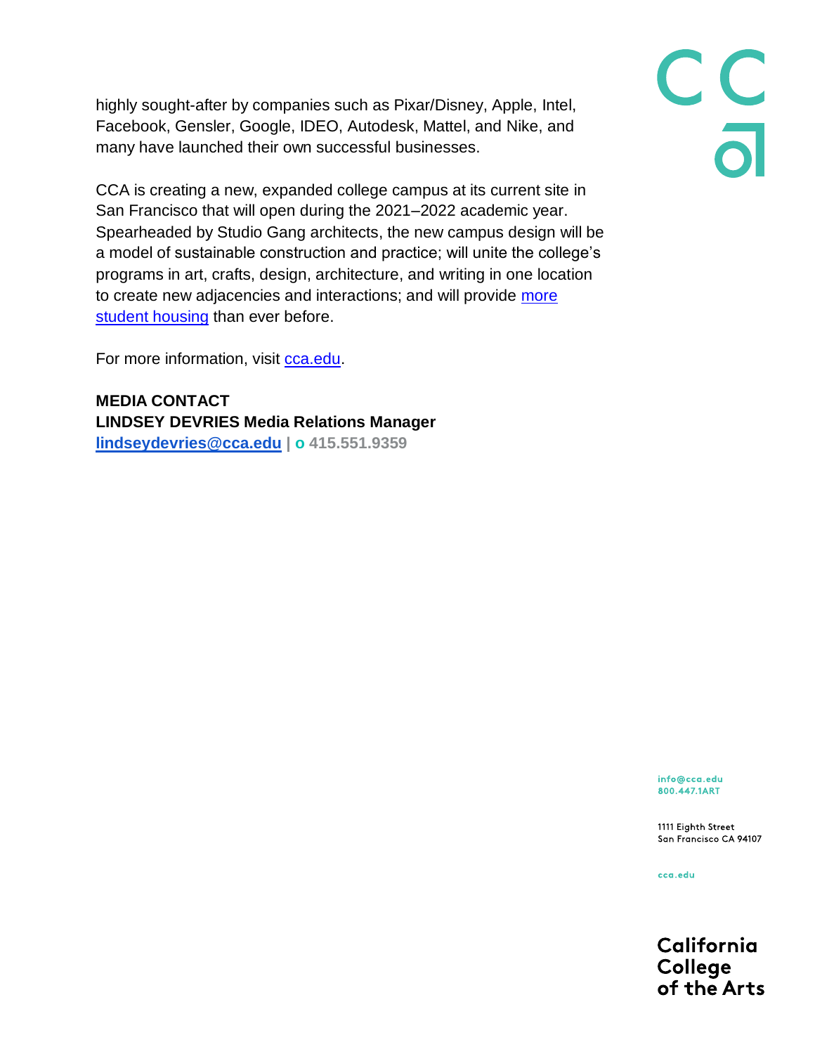highly sought-after by companies such as Pixar/Disney, Apple, Intel, Facebook, Gensler, Google, IDEO, Autodesk, Mattel, and Nike, and many have launched their own successful businesses.

CCA is creating a new, expanded college campus at its current site in San Francisco that will open during the 2021–2022 academic year. Spearheaded by Studio Gang architects, the new campus design will be a model of sustainable construction and practice; will unite the college's programs in art, crafts, design, architecture, and writing in one location to create new adjacencies and interactions; and will provide more student housing than ever before.

For more information, visit cca.edu.

**MEDIA CONTACT**
**LINDSEY DEVRIES Media Relations Manager**
**lindseydevries@cca.edu | o 415.551.9359**

info@cca.edu
800.447.1ART

1111 Eighth Street
San Francisco CA 94107

cca.edu

California College of the Arts